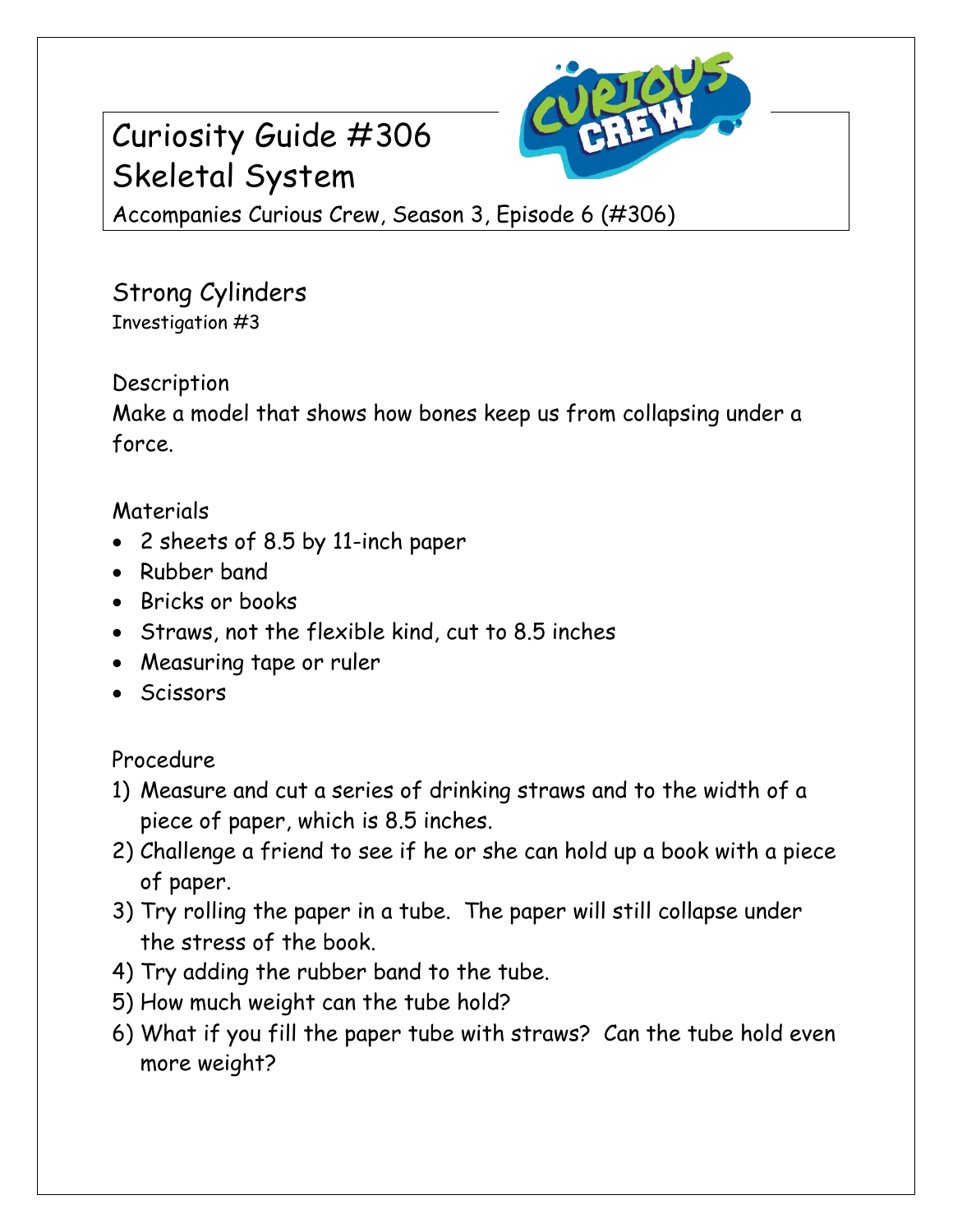# Curiosity Guide #306
# Skeletal System

Accompanies Curious Crew, Season 3, Episode 6 (#306)

## Strong Cylinders

Investigation #3

### Description

Make a model that shows how bones keep us from collapsing under a force.

### Materials

- 2 sheets of 8.5 by 11-inch paper
- Rubber band
- Bricks or books
- Straws, not the flexible kind, cut to 8.5 inches
- Measuring tape or ruler
- Scissors

### Procedure

1) Measure and cut a series of drinking straws and to the width of a piece of paper, which is 8.5 inches.
2) Challenge a friend to see if he or she can hold up a book with a piece of paper.
3) Try rolling the paper in a tube. The paper will still collapse under the stress of the book.
4) Try adding the rubber band to the tube.
5) How much weight can the tube hold?
6) What if you fill the paper tube with straws? Can the tube hold even more weight?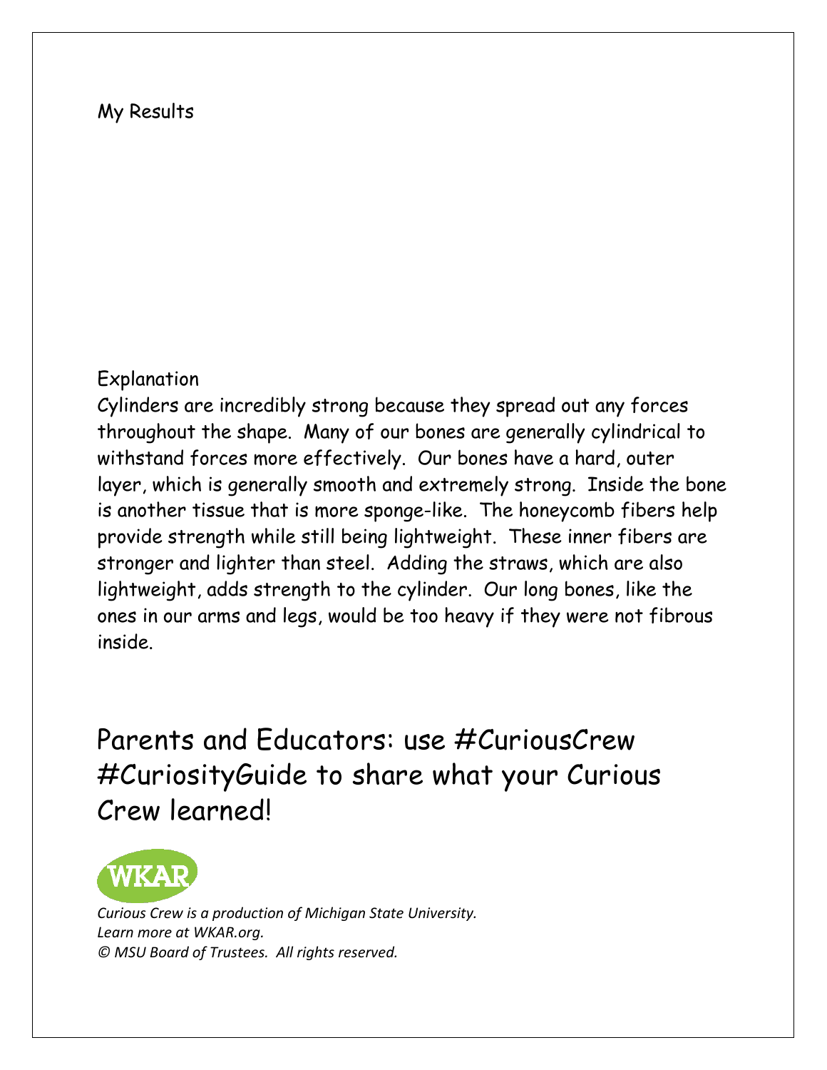## My Results

## Explanation

Cylinders are incredibly strong because they spread out any forces throughout the shape. Many of our bones are generally cylindrical to withstand forces more effectively. Our bones have a hard, outer layer, which is generally smooth and extremely strong. Inside the bone is another tissue that is more sponge-like. The honeycomb fibers help provide strength while still being lightweight. These inner fibers are stronger and lighter than steel. Adding the straws, which are also lightweight, adds strength to the cylinder. Our long bones, like the ones in our arms and legs, would be too heavy if they were not fibrous inside.

# Parents and Educators: use #CuriousCrew #CuriosityGuide to share what your Curious Crew learned!

WKAR

*Curious Crew is a production of Michigan State University.*
*Learn more at WKAR.org.*
*© MSU Board of Trustees. All rights reserved.*